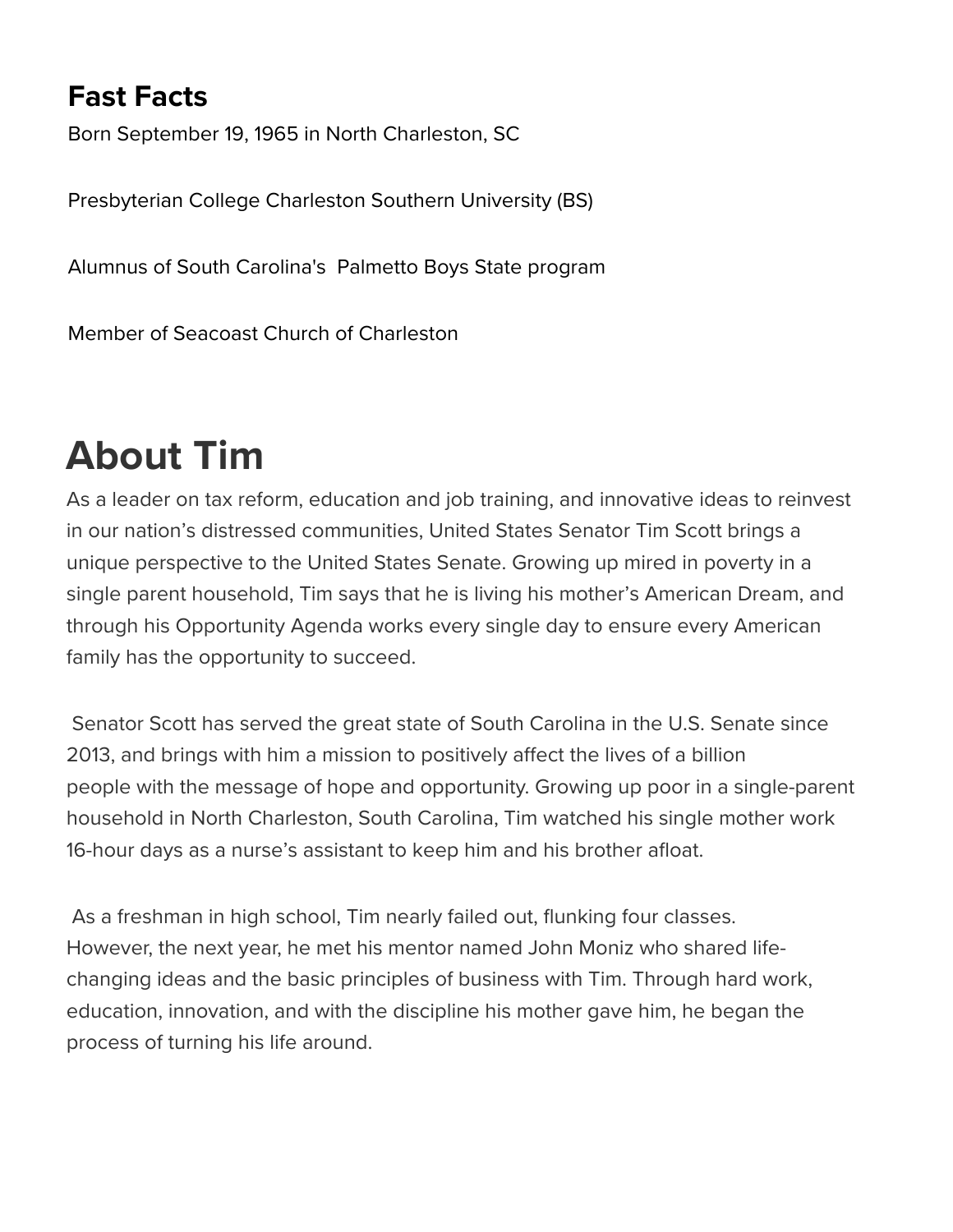## Fast Facts

Born September 19, 1965 in North Charleston, SC

Presbyterian College Charleston Southern University (BS)

Alumnus of South Carolina's Palmetto Boys State program

Member of Seacoast Church of Charleston

# About Tim

As a leader on tax reform, education and job training, and innovative ideas to reinvest in our nation's distressed communities, United States Senator Tim Scott brings a unique perspective to the United States Senate. Growing up mired in poverty in a single parent household, Tim says that he is living his mother's American Dream, and through his Opportunity Agenda works every single day to ensure every American family has the opportunity to succeed.

Senator Scott has served the great state of South Carolina in the U.S. Senate since 2013, and brings with him a mission to positively affect the lives of a billion people with the message of hope and opportunity. Growing up poor in a single-parent household in North Charleston, South Carolina, Tim watched his single mother work 16-hour days as a nurse's assistant to keep him and his brother afloat.

As a freshman in high school, Tim nearly failed out, flunking four classes. However, the next year, he met his mentor named John Moniz who shared life-changing ideas and the basic principles of business with Tim. Through hard work, education, innovation, and with the discipline his mother gave him, he began the process of turning his life around.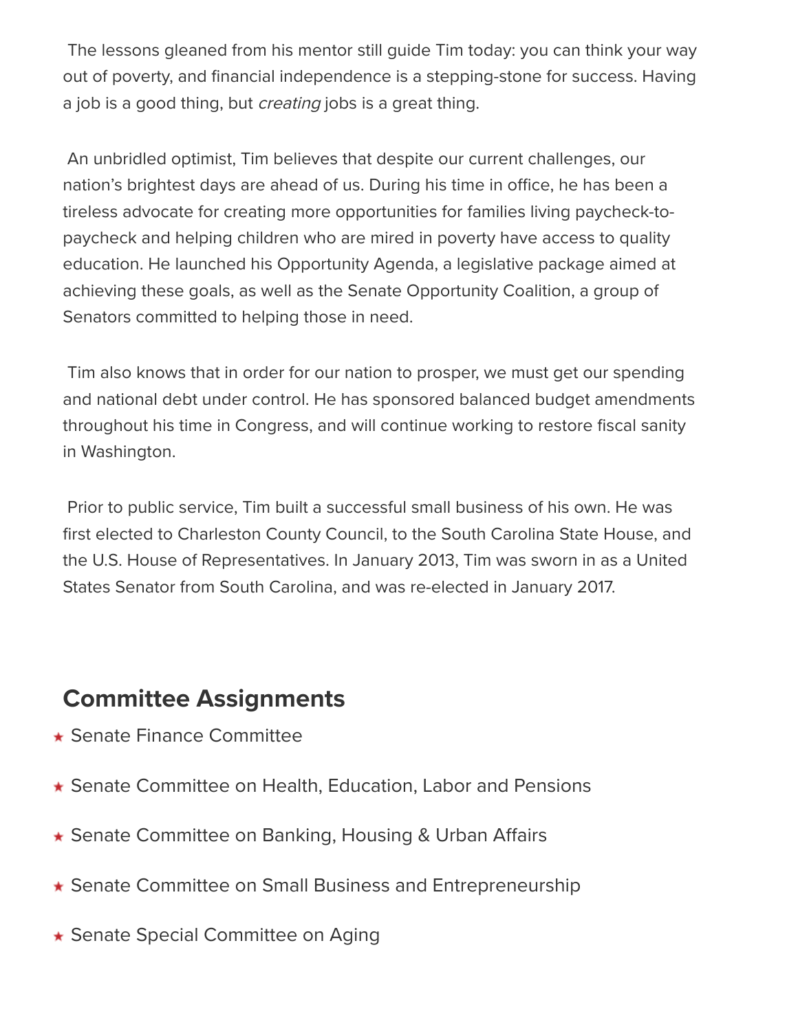The lessons gleaned from his mentor still guide Tim today: you can think your way out of poverty, and financial independence is a stepping-stone for success. Having a job is a good thing, but *creating* jobs is a great thing.

An unbridled optimist, Tim believes that despite our current challenges, our nation's brightest days are ahead of us. During his time in office, he has been a tireless advocate for creating more opportunities for families living paycheck-to-paycheck and helping children who are mired in poverty have access to quality education. He launched his Opportunity Agenda, a legislative package aimed at achieving these goals, as well as the Senate Opportunity Coalition, a group of Senators committed to helping those in need.

Tim also knows that in order for our nation to prosper, we must get our spending and national debt under control. He has sponsored balanced budget amendments throughout his time in Congress, and will continue working to restore fiscal sanity in Washington.

Prior to public service, Tim built a successful small business of his own. He was first elected to Charleston County Council, to the South Carolina State House, and the U.S. House of Representatives. In January 2013, Tim was sworn in as a United States Senator from South Carolina, and was re-elected in January 2017.

## Committee Assignments

- Senate Finance Committee
- Senate Committee on Health, Education, Labor and Pensions
- Senate Committee on Banking, Housing & Urban Affairs
- Senate Committee on Small Business and Entrepreneurship
- Senate Special Committee on Aging